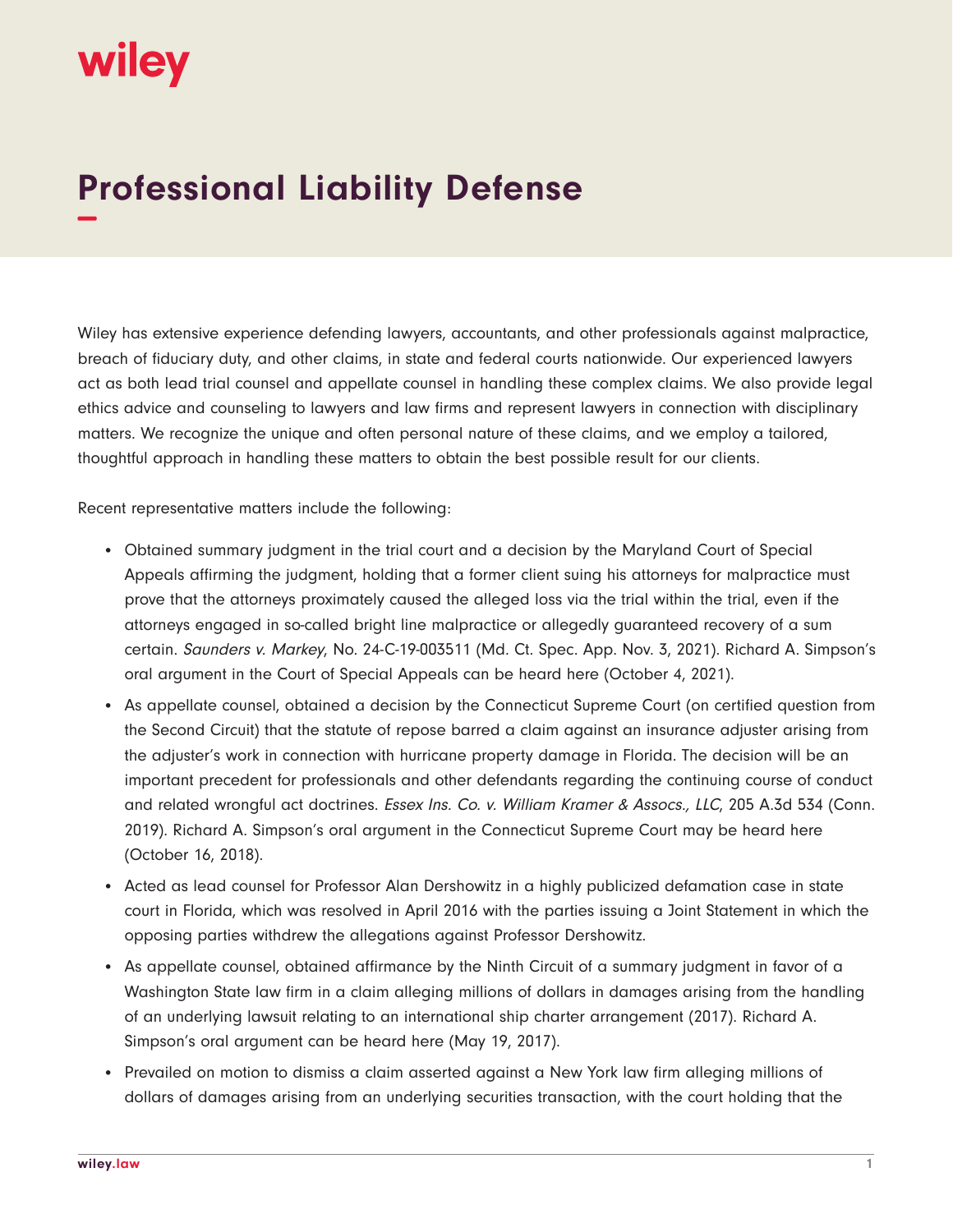# Professional Liability Defense

Wiley has extensive experience defending lawyers, accountants, and other professionals against malpractice, breach of fiduciary duty, and other claims, in state and federal courts nationwide. Our experienced lawyers act as both lead trial counsel and appellate counsel in handling these complex claims. We also provide legal ethics advice and counseling to lawyers and law firms and represent lawyers in connection with disciplinary matters. We recognize the unique and often personal nature of these claims, and we employ a tailored, thoughtful approach in handling these matters to obtain the best possible result for our clients.

Recent representative matters include the following:

- Obtained summary judgment in the trial court and a decision by the Maryland Court of Special Appeals affirming the judgment, holding that a former client suing his attorneys for malpractice must prove that the attorneys proximately caused the alleged loss via the trial within the trial, even if the attorneys engaged in so-called bright line malpractice or allegedly guaranteed recovery of a sum certain. *Saunders v. Markey*, No. 24-C-19-003511 (Md. Ct. Spec. App. Nov. 3, 2021). Richard A. Simpson's oral argument in the Court of Special Appeals can be heard here (October 4, 2021).
- As appellate counsel, obtained a decision by the Connecticut Supreme Court (on certified question from the Second Circuit) that the statute of repose barred a claim against an insurance adjuster arising from the adjuster's work in connection with hurricane property damage in Florida. The decision will be an important precedent for professionals and other defendants regarding the continuing course of conduct and related wrongful act doctrines. *Essex Ins. Co. v. William Kramer & Assocs., LLC*, 205 A.3d 534 (Conn. 2019). Richard A. Simpson's oral argument in the Connecticut Supreme Court may be heard here (October 16, 2018).
- Acted as lead counsel for Professor Alan Dershowitz in a highly publicized defamation case in state court in Florida, which was resolved in April 2016 with the parties issuing a Joint Statement in which the opposing parties withdrew the allegations against Professor Dershowitz.
- As appellate counsel, obtained affirmance by the Ninth Circuit of a summary judgment in favor of a Washington State law firm in a claim alleging millions of dollars in damages arising from the handling of an underlying lawsuit relating to an international ship charter arrangement (2017). Richard A. Simpson's oral argument can be heard here (May 19, 2017).
- Prevailed on motion to dismiss a claim asserted against a New York law firm alleging millions of dollars of damages arising from an underlying securities transaction, with the court holding that the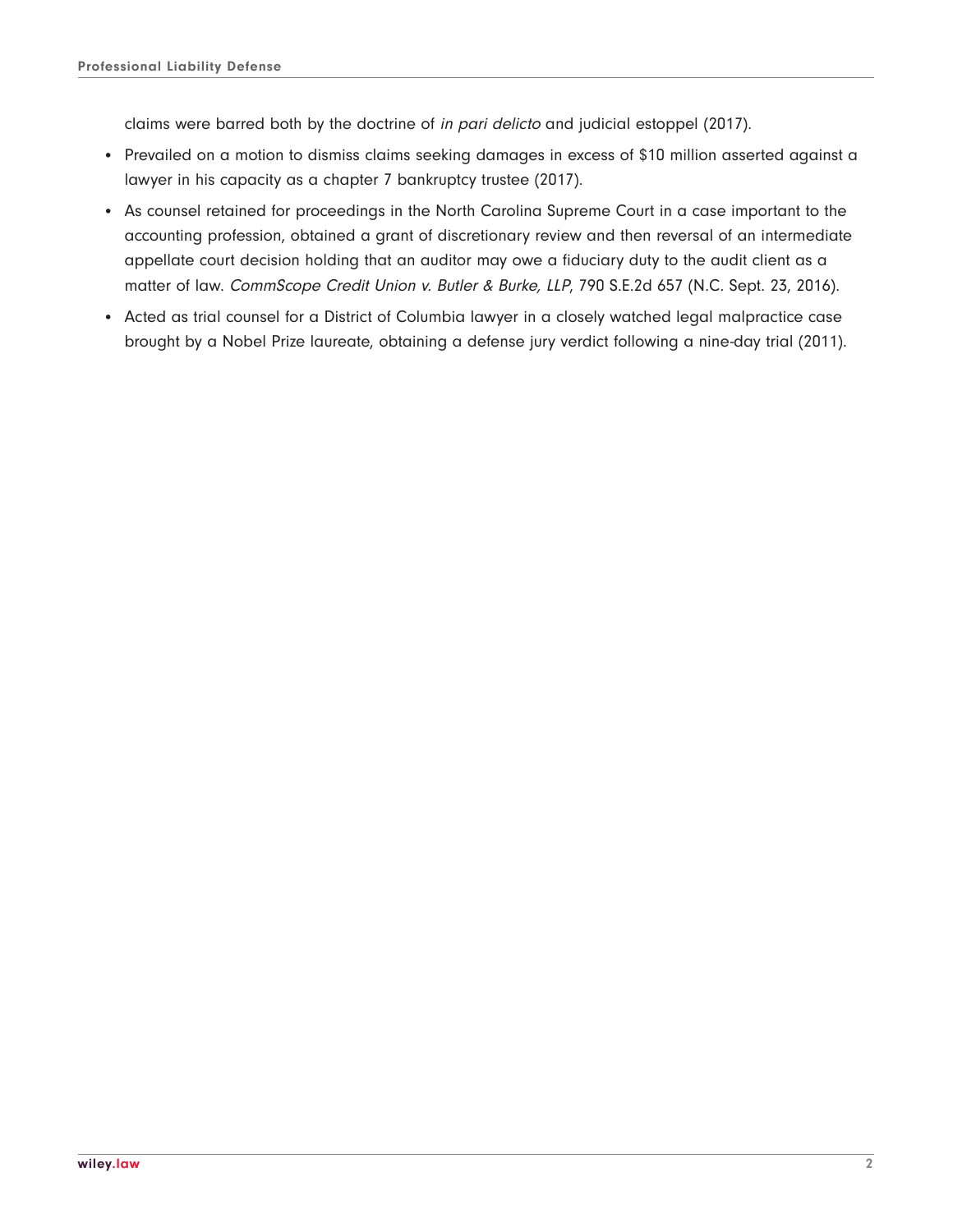claims were barred both by the doctrine of *in pari delicto* and judicial estoppel (2017).

- Prevailed on a motion to dismiss claims seeking damages in excess of $10 million asserted against a lawyer in his capacity as a chapter 7 bankruptcy trustee (2017).
- As counsel retained for proceedings in the North Carolina Supreme Court in a case important to the accounting profession, obtained a grant of discretionary review and then reversal of an intermediate appellate court decision holding that an auditor may owe a fiduciary duty to the audit client as a matter of law. *CommScope Credit Union v. Butler & Burke, LLP*, 790 S.E.2d 657 (N.C. Sept. 23, 2016).
- Acted as trial counsel for a District of Columbia lawyer in a closely watched legal malpractice case brought by a Nobel Prize laureate, obtaining a defense jury verdict following a nine-day trial (2011).